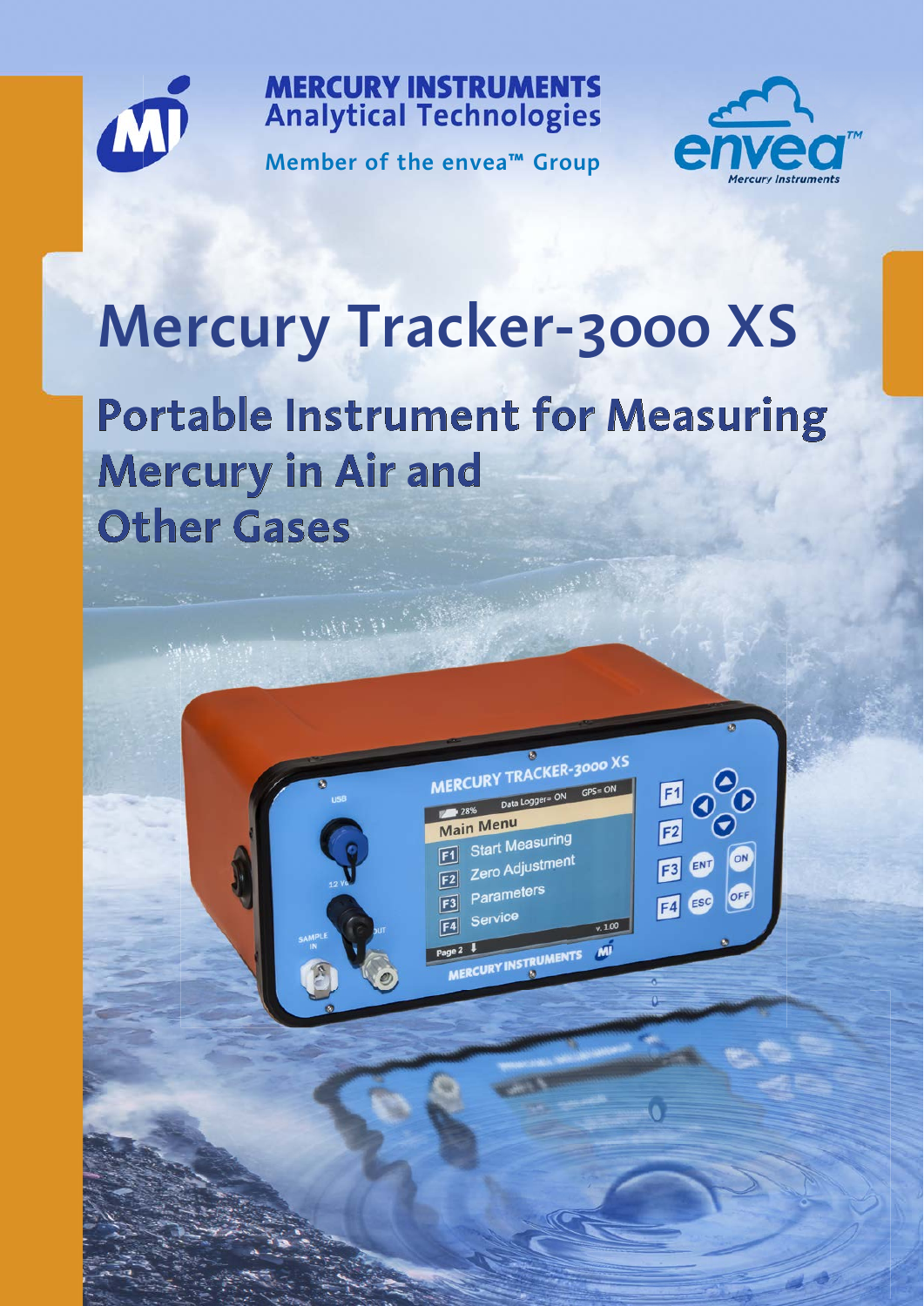MERCURY INSTRUMENTS
Analytical Technologies

Member of the envea™ Group

# Mercury Tracker-3000 XS

## Portable Instrument for Measuring Mercury in Air and Other Gases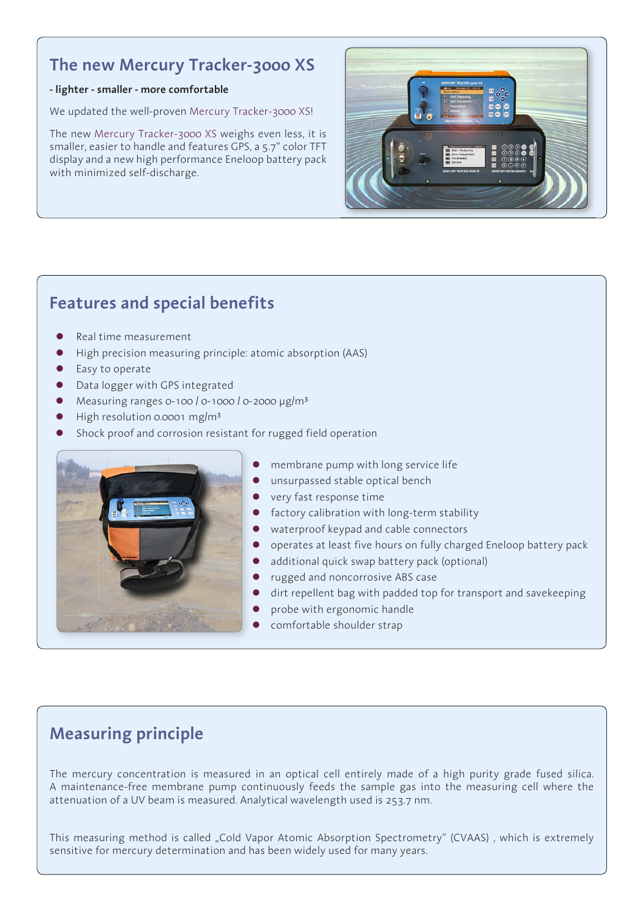## The new Mercury Tracker-3000 XS

**- lighter - smaller - more comfortable**

We updated the well-proven Mercury Tracker-3000 XS!

The new Mercury Tracker-3000 XS weighs even less, it is smaller, easier to handle and features GPS, a 5.7“ color TFT display and a new high performance Eneloop battery pack with minimized self-discharge.

## Features and special benefits

- Real time measurement
- High precision measuring principle: atomic absorption (AAS)
- Easy to operate
- Data logger with GPS integrated
- Measuring ranges 0-100 / 0-1000 / 0-2000 µg/m³
- High resolution 0.0001 mg/m³
- Shock proof and corrosion resistant for rugged field operation

- membrane pump with long service life
- unsurpassed stable optical bench
- very fast response time
- factory calibration with long-term stability
- waterproof keypad and cable connectors
- operates at least five hours on fully charged Eneloop battery pack
- additional quick swap battery pack (optional)
- rugged and noncorrosive ABS case
- dirt repellent bag with padded top for transport and savekeeping
- probe with ergonomic handle
- comfortable shoulder strap

## Measuring principle

The mercury concentration is measured in an optical cell entirely made of a high purity grade fused silica. A maintenance-free membrane pump continuously feeds the sample gas into the measuring cell where the attenuation of a UV beam is measured. Analytical wavelength used is 253.7 nm.

This measuring method is called „Cold Vapor Atomic Absorption Spectrometry“ (CVAAS) , which is extremely sensitive for mercury determination and has been widely used for many years.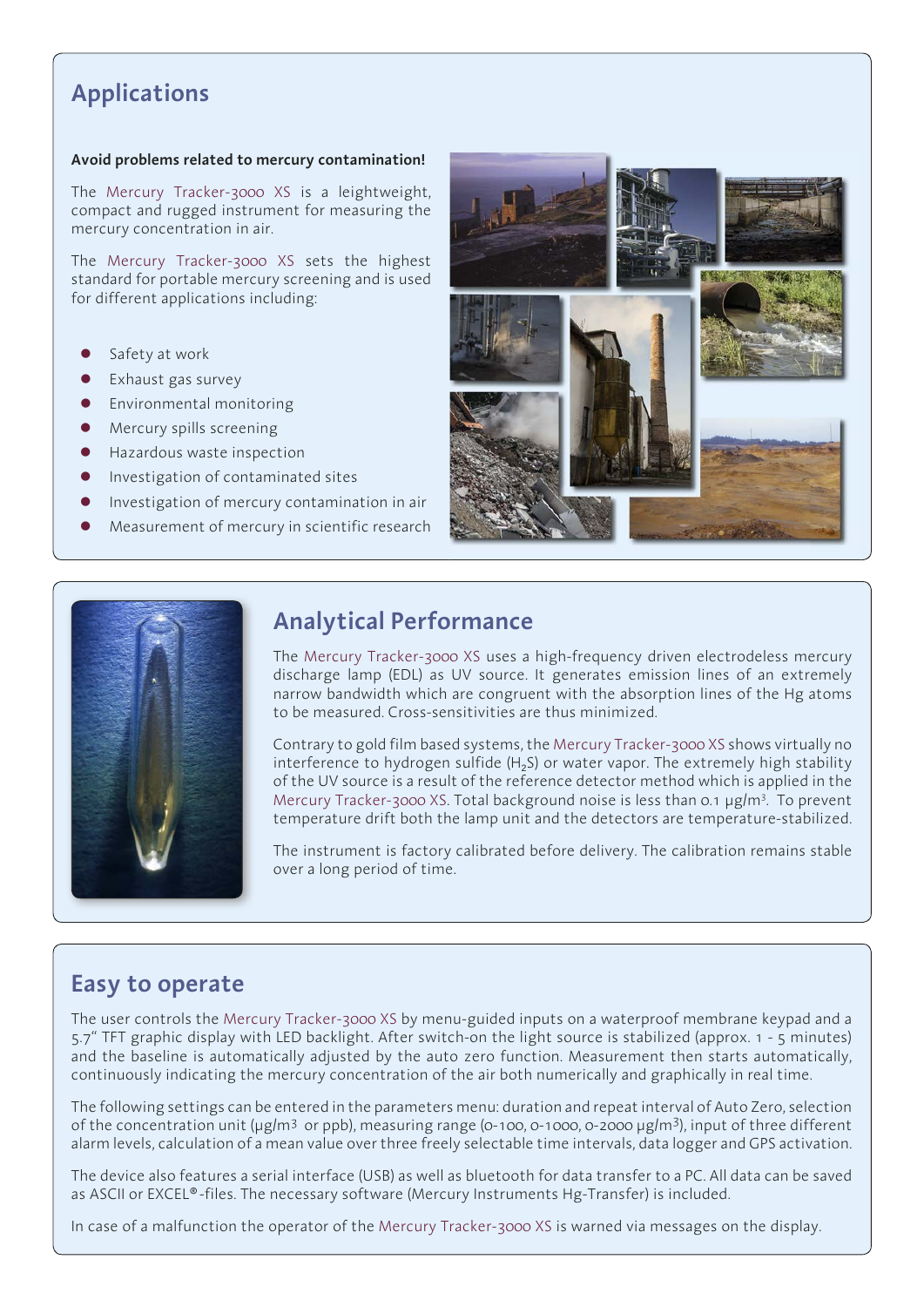## Applications

**Avoid problems related to mercury contamination!**

The Mercury Tracker-3000 XS is a leightweight, compact and rugged instrument for measuring the mercury concentration in air.

The Mercury Tracker-3000 XS sets the highest standard for portable mercury screening and is used for different applications including:

- Safety at work
- Exhaust gas survey
- Environmental monitoring
- Mercury spills screening
- Hazardous waste inspection
- Investigation of contaminated sites
- Investigation of mercury contamination in air
- Measurement of mercury in scientific research

## Analytical Performance

The Mercury Tracker-3000 XS uses a high-frequency driven electrodeless mercury discharge lamp (EDL) as UV source. It generates emission lines of an extremely narrow bandwidth which are congruent with the absorption lines of the Hg atoms to be measured. Cross-sensitivities are thus minimized.

Contrary to gold film based systems, the Mercury Tracker-3000 XS shows virtually no interference to hydrogen sulfide ($H_2S$) or water vapor. The extremely high stability of the UV source is a result of the reference detector method which is applied in the Mercury Tracker-3000 XS. Total background noise is less than 0.1 µg/m³. To prevent temperature drift both the lamp unit and the detectors are temperature-stabilized.

The instrument is factory calibrated before delivery. The calibration remains stable over a long period of time.

## Easy to operate

The user controls the Mercury Tracker-3000 XS by menu-guided inputs on a waterproof membrane keypad and a 5.7" TFT graphic display with LED backlight. After switch-on the light source is stabilized (approx. 1 - 5 minutes) and the baseline is automatically adjusted by the auto zero function. Measurement then starts automatically, continuously indicating the mercury concentration of the air both numerically and graphically in real time.

The following settings can be entered in the parameters menu: duration and repeat interval of Auto Zero, selection of the concentration unit (µg/m³ or ppb), measuring range (0-100, 0-1000, 0-2000 µg/m³), input of three different alarm levels, calculation of a mean value over three freely selectable time intervals, data logger and GPS activation.

The device also features a serial interface (USB) as well as bluetooth for data transfer to a PC. All data can be saved as ASCII or EXCEL®-files. The necessary software (Mercury Instruments Hg-Transfer) is included.

In case of a malfunction the operator of the Mercury Tracker-3000 XS is warned via messages on the display.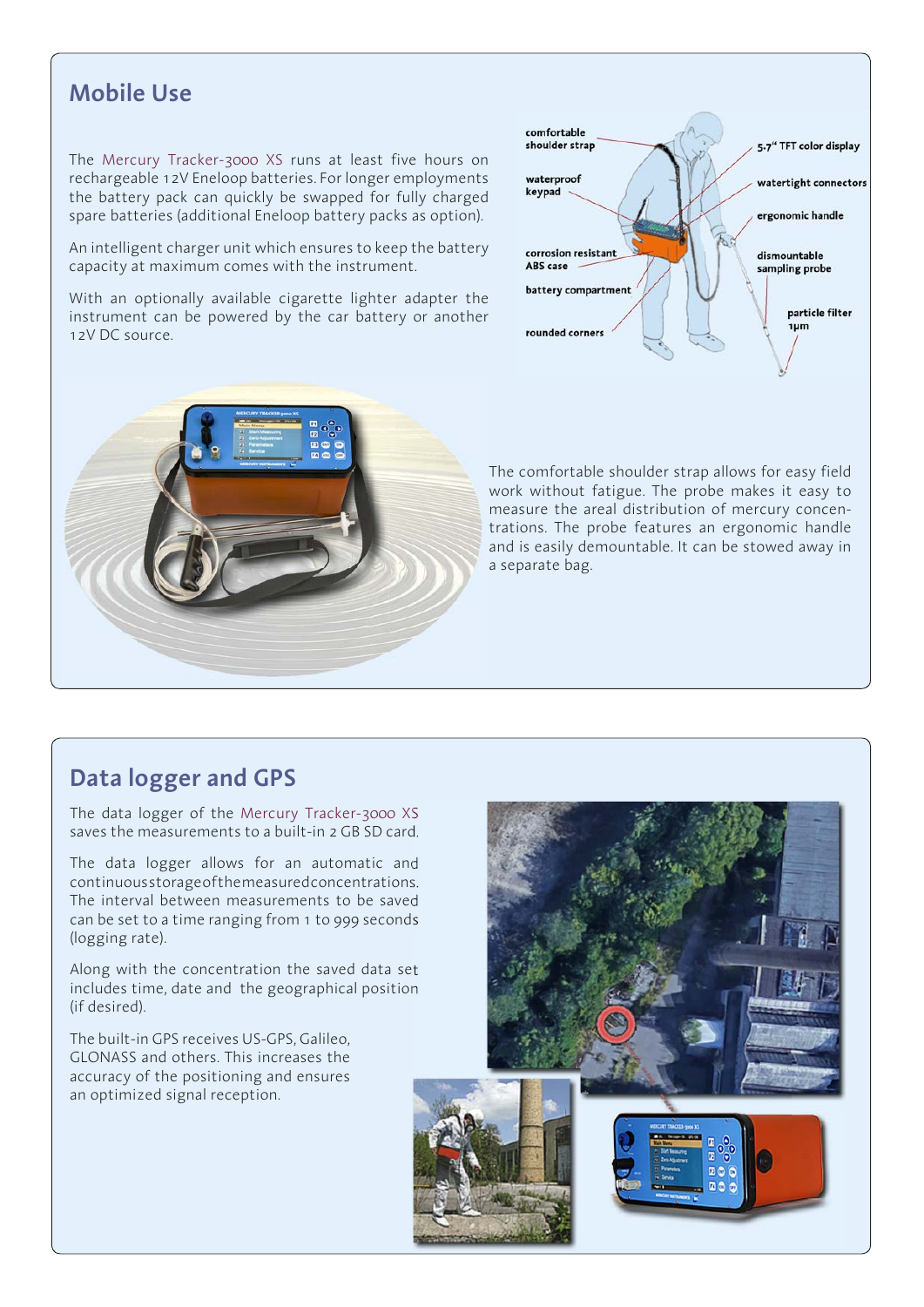## Mobile Use

The Mercury Tracker-3000 XS runs at least five hours on rechargeable 12V Eneloop batteries. For longer employments the battery pack can quickly be swapped for fully charged spare batteries (additional Eneloop battery packs as option).

An intelligent charger unit which ensures to keep the battery capacity at maximum comes with the instrument.

With an optionally available cigarette lighter adapter the instrument can be powered by the car battery or another 12V DC source.

comfortable shoulder strap

waterproof keypad

corrosion resistant ABS case

battery compartment

rounded corners

5.7" TFT color display

watertight connectors

ergonomic handle

dismountable sampling probe

particle filter 1µm

The comfortable shoulder strap allows for easy field work without fatigue. The probe makes it easy to measure the areal distribution of mercury concentrations. The probe features an ergonomic handle and is easily demountable. It can be stowed away in a separate bag.

## Data logger and GPS

The data logger of the Mercury Tracker-3000 XS saves the measurements to a built-in 2 GB SD card.

The data logger allows for an automatic and continuous storage of the measured concentrations. The interval between measurements to be saved can be set to a time ranging from 1 to 999 seconds (logging rate).

Along with the concentration the saved data set includes time, date and the geographical position (if desired).

The built-in GPS receives US-GPS, Galileo, GLONASS and others. This increases the accuracy of the positioning and ensures an optimized signal reception.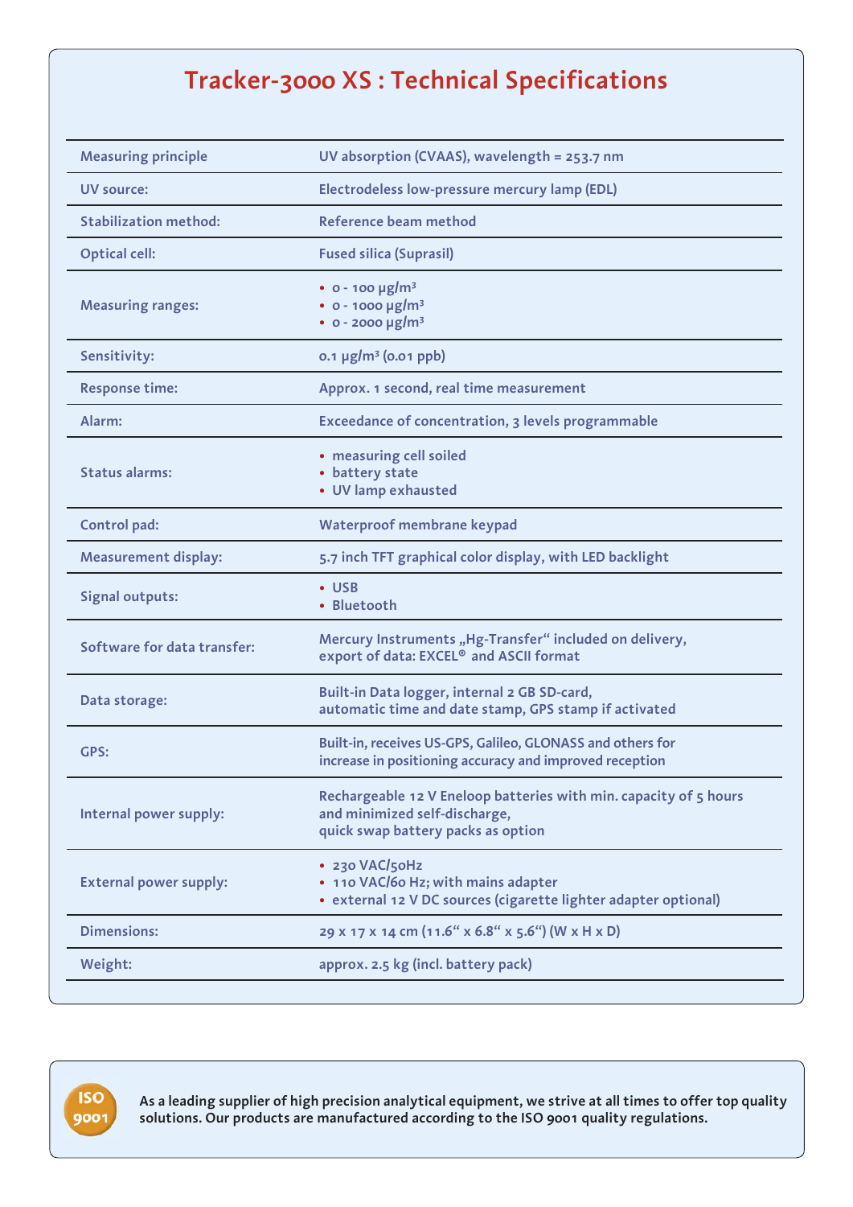# Tracker-3000 XS : Technical Specifications

| | |
|---|---|
| Measuring principle | UV absorption (CVAAS), wavelength = 253.7 nm |
| UV source: | Electrodeless low-pressure mercury lamp (EDL) |
| Stabilization method: | Reference beam method |
| Optical cell: | Fused silica (Suprasil) |
| Measuring ranges: | • 0 - 100 µg/m³<br>• 0 - 1000 µg/m³<br>• 0 - 2000 µg/m³ |
| Sensitivity: | 0.1 µg/m³ (0.01 ppb) |
| Response time: | Approx. 1 second, real time measurement |
| Alarm: | Exceedance of concentration, 3 levels programmable |
| Status alarms: | • measuring cell soiled<br>• battery state<br>• UV lamp exhausted |
| Control pad: | Waterproof membrane keypad |
| Measurement display: | 5.7 inch TFT graphical color display, with LED backlight |
| Signal outputs: | • USB<br>• Bluetooth |
| Software for data transfer: | Mercury Instruments „Hg-Transfer“ included on delivery, export of data: EXCEL® and ASCII format |
| Data storage: | Built-in Data logger, internal 2 GB SD-card, automatic time and date stamp, GPS stamp if activated |
| GPS: | Built-in, receives US-GPS, Galileo, GLONASS and others for increase in positioning accuracy and improved reception |
| Internal power supply: | Rechargeable 12 V Eneloop batteries with min. capacity of 5 hours and minimized self-discharge, quick swap battery packs as option |
| External power supply: | • 230 VAC/50Hz<br>• 110 VAC/60 Hz; with mains adapter<br>• external 12 V DC sources (cigarette lighter adapter optional) |
| Dimensions: | 29 x 17 x 14 cm (11.6“ x 6.8“ x 5.6“) (W x H x D) |
| Weight: | approx. 2.5 kg (incl. battery pack) |

ISO 9001

As a leading supplier of high precision analytical equipment, we strive at all times to offer top quality solutions. Our products are manufactured according to the ISO 9001 quality regulations.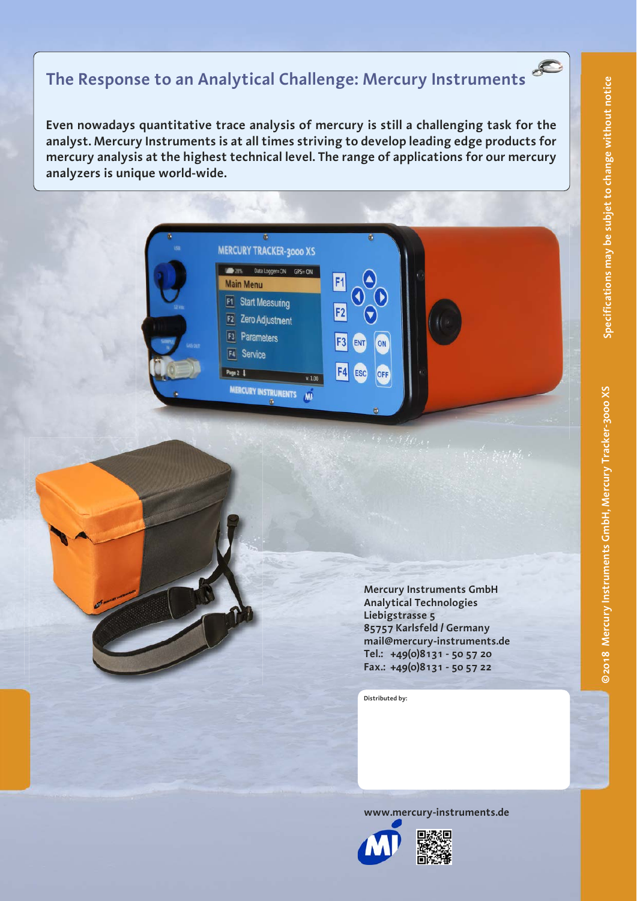## The Response to an Analytical Challenge: Mercury Instruments

**Even nowadays quantitative trace analysis of mercury is still a challenging task for the analyst. Mercury Instruments is at all times striving to develop leading edge products for mercury analysis at the highest technical level. The range of applications for our mercury analyzers is unique world-wide.**

**Mercury Instruments GmbH**
**Analytical Technologies**
**Liebigstrasse 5**
**85757 Karlsfeld / Germany**
**mail@mercury-instruments.de**
**Tel.: +49(0)8131 - 50 57 20**
**Fax.: +49(0)8131 - 50 57 22**

Distributed by:

**www.mercury-instruments.de**

**©2018 Mercury Instruments GmbH, Mercury Tracker-3000 XS**

**Specifications may be subjet to change without notice**